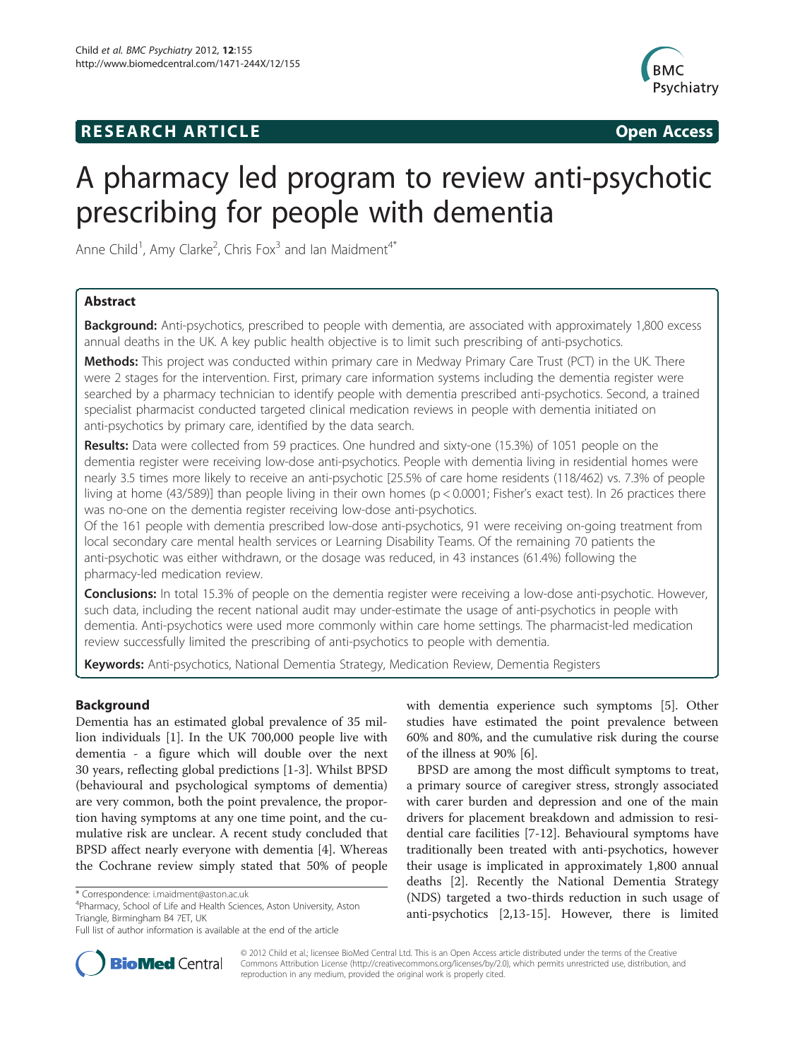**RESEARCH ARTICLE** **Open Access**

# A pharmacy led program to review anti-psychotic prescribing for people with dementia

Anne Child[1], Amy Clarke[2], Chris Fox[3] and Ian Maidment[4*]

## Abstract

**Background:** Anti-psychotics, prescribed to people with dementia, are associated with approximately 1,800 excess annual deaths in the UK. A key public health objective is to limit such prescribing of anti-psychotics.

**Methods:** This project was conducted within primary care in Medway Primary Care Trust (PCT) in the UK. There were 2 stages for the intervention. First, primary care information systems including the dementia register were searched by a pharmacy technician to identify people with dementia prescribed anti-psychotics. Second, a trained specialist pharmacist conducted targeted clinical medication reviews in people with dementia initiated on anti-psychotics by primary care, identified by the data search.

**Results:** Data were collected from 59 practices. One hundred and sixty-one (15.3%) of 1051 people on the dementia register were receiving low-dose anti-psychotics. People with dementia living in residential homes were nearly 3.5 times more likely to receive an anti-psychotic [25.5% of care home residents (118/462) vs. 7.3% of people living at home (43/589)] than people living in their own homes ($p < 0.0001$; Fisher's exact test). In 26 practices there was no-one on the dementia register receiving low-dose anti-psychotics.

Of the 161 people with dementia prescribed low-dose anti-psychotics, 91 were receiving on-going treatment from local secondary care mental health services or Learning Disability Teams. Of the remaining 70 patients the anti-psychotic was either withdrawn, or the dosage was reduced, in 43 instances (61.4%) following the pharmacy-led medication review.

**Conclusions:** In total 15.3% of people on the dementia register were receiving a low-dose anti-psychotic. However, such data, including the recent national audit may under-estimate the usage of anti-psychotics in people with dementia. Anti-psychotics were used more commonly within care home settings. The pharmacist-led medication review successfully limited the prescribing of anti-psychotics to people with dementia.

**Keywords:** Anti-psychotics, National Dementia Strategy, Medication Review, Dementia Registers

## Background

Dementia has an estimated global prevalence of 35 million individuals [1]. In the UK 700,000 people live with dementia - a figure which will double over the next 30 years, reflecting global predictions [1-3]. Whilst BPSD (behavioural and psychological symptoms of dementia) are very common, both the point prevalence, the proportion having symptoms at any one time point, and the cumulative risk are unclear. A recent study concluded that BPSD affect nearly everyone with dementia [4]. Whereas the Cochrane review simply stated that 50% of people with dementia experience such symptoms [5]. Other studies have estimated the point prevalence between 60% and 80%, and the cumulative risk during the course of the illness at 90% [6].

BPSD are among the most difficult symptoms to treat, a primary source of caregiver stress, strongly associated with carer burden and depression and one of the main drivers for placement breakdown and admission to residential care facilities [7-12]. Behavioural symptoms have traditionally been treated with anti-psychotics, however their usage is implicated in approximately 1,800 annual deaths [2]. Recently the National Dementia Strategy (NDS) targeted a two-thirds reduction in such usage of anti-psychotics [2,13-15]. However, there is limited

\* Correspondence: i.maidment@aston.ac.uk
[4]Pharmacy, School of Life and Health Sciences, Aston University, Aston Triangle, Birmingham B4 7ET, UK
Full list of author information is available at the end of the article

© 2012 Child et al.; licensee BioMed Central Ltd. This is an Open Access article distributed under the terms of the Creative Commons Attribution License (http://creativecommons.org/licenses/by/2.0), which permits unrestricted use, distribution, and reproduction in any medium, provided the original work is properly cited.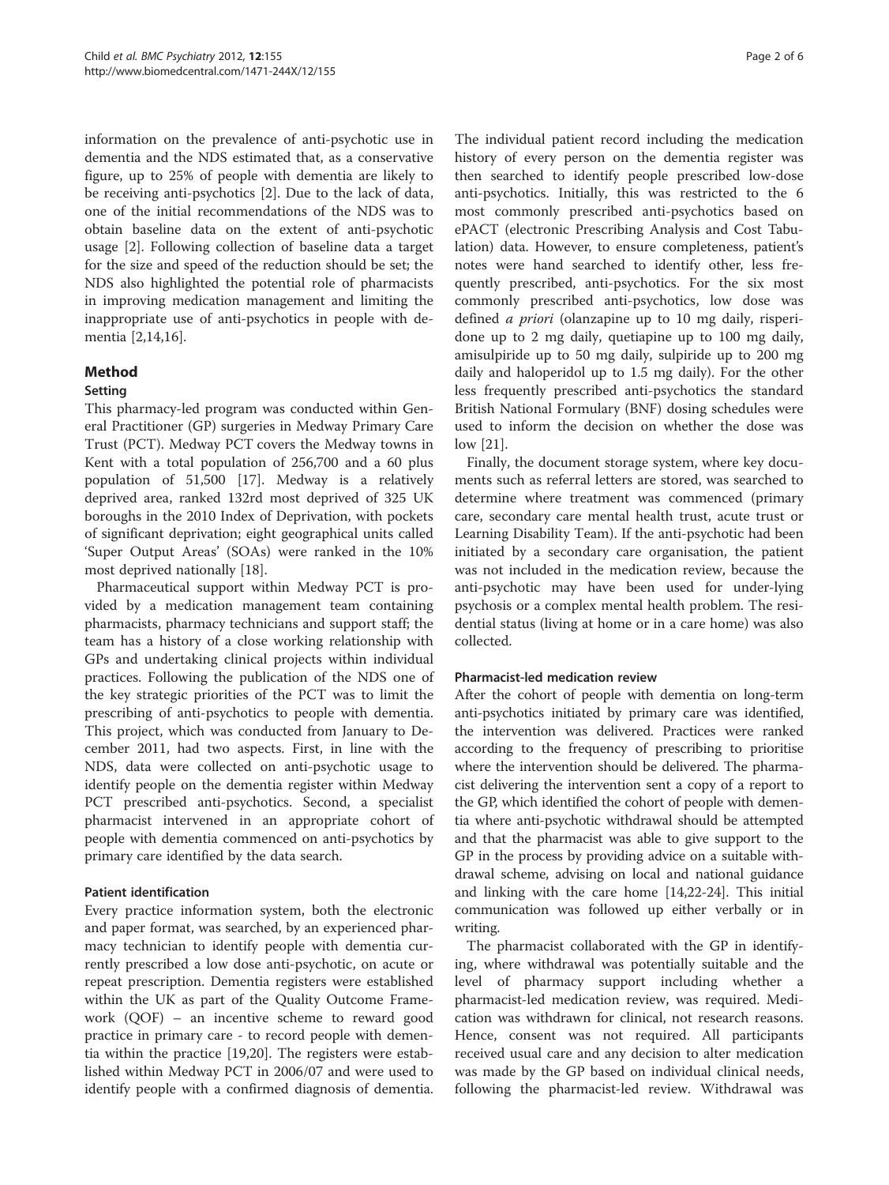information on the prevalence of anti-psychotic use in dementia and the NDS estimated that, as a conservative figure, up to 25% of people with dementia are likely to be receiving anti-psychotics [2]. Due to the lack of data, one of the initial recommendations of the NDS was to obtain baseline data on the extent of anti-psychotic usage [2]. Following collection of baseline data a target for the size and speed of the reduction should be set; the NDS also highlighted the potential role of pharmacists in improving medication management and limiting the inappropriate use of anti-psychotics in people with dementia [2,14,16].

## Method

### Setting

This pharmacy-led program was conducted within General Practitioner (GP) surgeries in Medway Primary Care Trust (PCT). Medway PCT covers the Medway towns in Kent with a total population of 256,700 and a 60 plus population of 51,500 [17]. Medway is a relatively deprived area, ranked 132rd most deprived of 325 UK boroughs in the 2010 Index of Deprivation, with pockets of significant deprivation; eight geographical units called 'Super Output Areas' (SOAs) were ranked in the 10% most deprived nationally [18].

Pharmaceutical support within Medway PCT is provided by a medication management team containing pharmacists, pharmacy technicians and support staff; the team has a history of a close working relationship with GPs and undertaking clinical projects within individual practices. Following the publication of the NDS one of the key strategic priorities of the PCT was to limit the prescribing of anti-psychotics to people with dementia. This project, which was conducted from January to December 2011, had two aspects. First, in line with the NDS, data were collected on anti-psychotic usage to identify people on the dementia register within Medway PCT prescribed anti-psychotics. Second, a specialist pharmacist intervened in an appropriate cohort of people with dementia commenced on anti-psychotics by primary care identified by the data search.

### Patient identification

Every practice information system, both the electronic and paper format, was searched, by an experienced pharmacy technician to identify people with dementia currently prescribed a low dose anti-psychotic, on acute or repeat prescription. Dementia registers were established within the UK as part of the Quality Outcome Framework (QOF) – an incentive scheme to reward good practice in primary care - to record people with dementia within the practice [19,20]. The registers were established within Medway PCT in 2006/07 and were used to identify people with a confirmed diagnosis of dementia. The individual patient record including the medication history of every person on the dementia register was then searched to identify people prescribed low-dose anti-psychotics. Initially, this was restricted to the 6 most commonly prescribed anti-psychotics based on ePACT (electronic Prescribing Analysis and Cost Tabulation) data. However, to ensure completeness, patient's notes were hand searched to identify other, less frequently prescribed, anti-psychotics. For the six most commonly prescribed anti-psychotics, low dose was defined *a priori* (olanzapine up to 10 mg daily, risperidone up to 2 mg daily, quetiapine up to 100 mg daily, amisulpiride up to 50 mg daily, sulpiride up to 200 mg daily and haloperidol up to 1.5 mg daily). For the other less frequently prescribed anti-psychotics the standard British National Formulary (BNF) dosing schedules were used to inform the decision on whether the dose was low [21].

Finally, the document storage system, where key documents such as referral letters are stored, was searched to determine where treatment was commenced (primary care, secondary care mental health trust, acute trust or Learning Disability Team). If the anti-psychotic had been initiated by a secondary care organisation, the patient was not included in the medication review, because the anti-psychotic may have been used for under-lying psychosis or a complex mental health problem. The residential status (living at home or in a care home) was also collected.

### Pharmacist-led medication review

After the cohort of people with dementia on long-term anti-psychotics initiated by primary care was identified, the intervention was delivered. Practices were ranked according to the frequency of prescribing to prioritise where the intervention should be delivered. The pharmacist delivering the intervention sent a copy of a report to the GP, which identified the cohort of people with dementia where anti-psychotic withdrawal should be attempted and that the pharmacist was able to give support to the GP in the process by providing advice on a suitable withdrawal scheme, advising on local and national guidance and linking with the care home [14,22-24]. This initial communication was followed up either verbally or in writing.

The pharmacist collaborated with the GP in identifying, where withdrawal was potentially suitable and the level of pharmacy support including whether a pharmacist-led medication review, was required. Medication was withdrawn for clinical, not research reasons. Hence, consent was not required. All participants received usual care and any decision to alter medication was made by the GP based on individual clinical needs, following the pharmacist-led review. Withdrawal was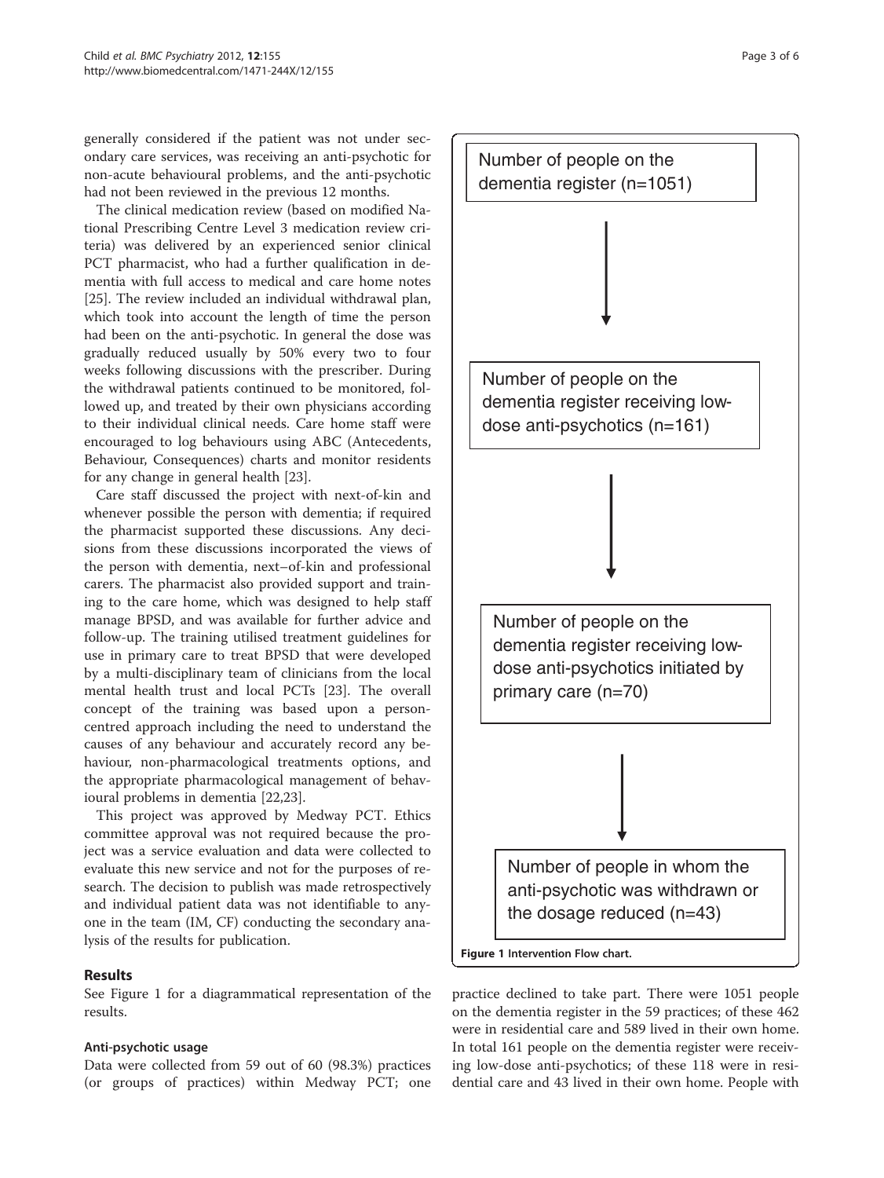generally considered if the patient was not under secondary care services, was receiving an anti-psychotic for non-acute behavioural problems, and the anti-psychotic had not been reviewed in the previous 12 months.

The clinical medication review (based on modified National Prescribing Centre Level 3 medication review criteria) was delivered by an experienced senior clinical PCT pharmacist, who had a further qualification in dementia with full access to medical and care home notes [25]. The review included an individual withdrawal plan, which took into account the length of time the person had been on the anti-psychotic. In general the dose was gradually reduced usually by 50% every two to four weeks following discussions with the prescriber. During the withdrawal patients continued to be monitored, followed up, and treated by their own physicians according to their individual clinical needs. Care home staff were encouraged to log behaviours using ABC (Antecedents, Behaviour, Consequences) charts and monitor residents for any change in general health [23].

Care staff discussed the project with next-of-kin and whenever possible the person with dementia; if required the pharmacist supported these discussions. Any decisions from these discussions incorporated the views of the person with dementia, next–of-kin and professional carers. The pharmacist also provided support and training to the care home, which was designed to help staff manage BPSD, and was available for further advice and follow-up. The training utilised treatment guidelines for use in primary care to treat BPSD that were developed by a multi-disciplinary team of clinicians from the local mental health trust and local PCTs [23]. The overall concept of the training was based upon a person-centred approach including the need to understand the causes of any behaviour and accurately record any behaviour, non-pharmacological treatments options, and the appropriate pharmacological management of behavioural problems in dementia [22,23].

This project was approved by Medway PCT. Ethics committee approval was not required because the project was a service evaluation and data were collected to evaluate this new service and not for the purposes of research. The decision to publish was made retrospectively and individual patient data was not identifiable to anyone in the team (IM, CF) conducting the secondary analysis of the results for publication.

Number of people on the dementia register (n=1051)

↓

Number of people on the dementia register receiving low-dose anti-psychotics (n=161)

↓

Number of people on the dementia register receiving low-dose anti-psychotics initiated by primary care (n=70)

↓

Number of people in whom the anti-psychotic was withdrawn or the dosage reduced (n=43)

**Figure 1** Intervention Flow chart.

## Results

See Figure 1 for a diagrammatical representation of the results.

### Anti-psychotic usage

Data were collected from 59 out of 60 (98.3%) practices (or groups of practices) within Medway PCT; one practice declined to take part. There were 1051 people on the dementia register in the 59 practices; of these 462 were in residential care and 589 lived in their own home. In total 161 people on the dementia register were receiving low-dose anti-psychotics; of these 118 were in residential care and 43 lived in their own home. People with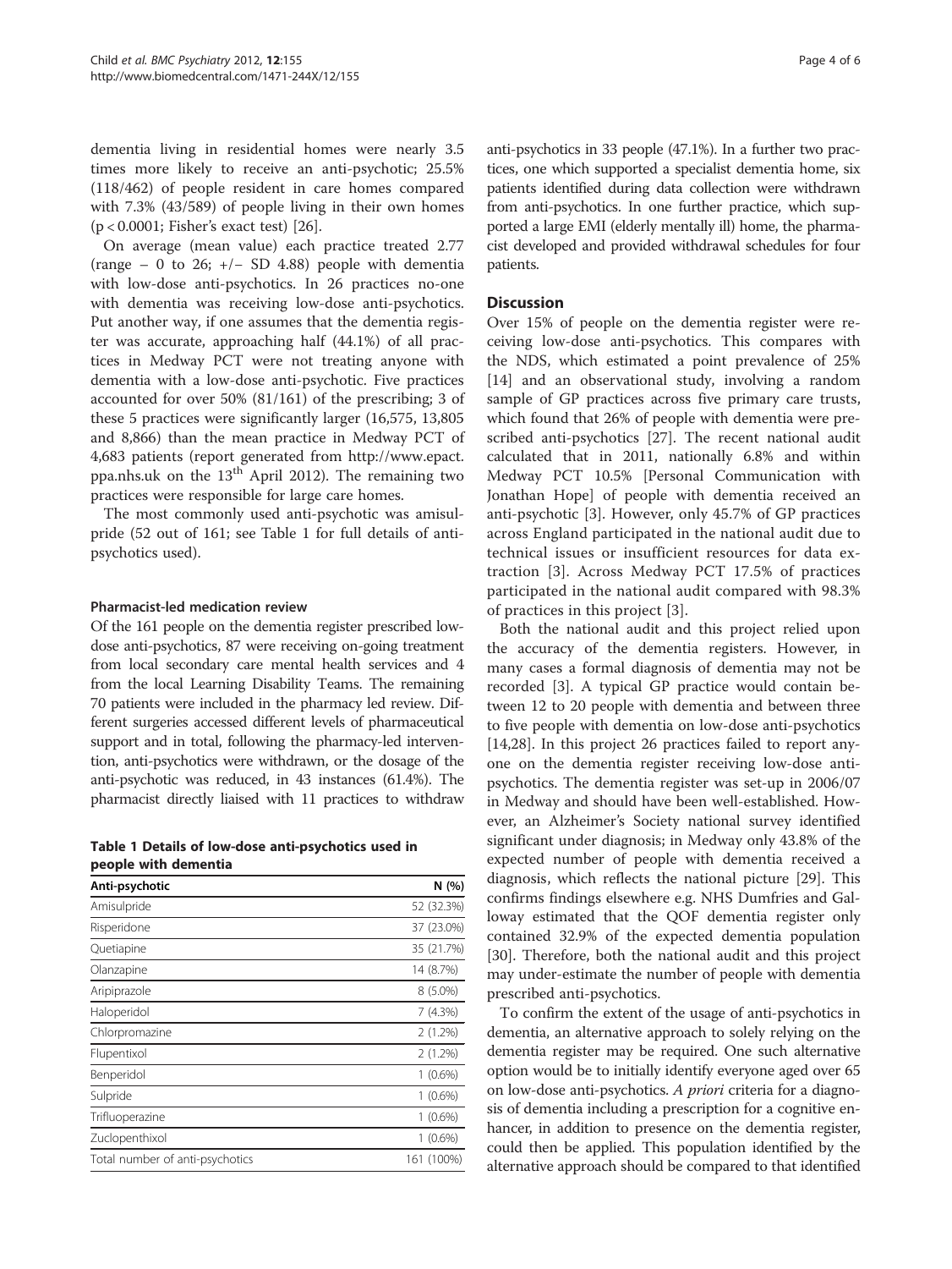dementia living in residential homes were nearly 3.5 times more likely to receive an anti-psychotic; 25.5% (118/462) of people resident in care homes compared with 7.3% (43/589) of people living in their own homes ($p < 0.0001$; Fisher's exact test) [26].

On average (mean value) each practice treated 2.77 (range – 0 to 26; +/− SD 4.88) people with dementia with low-dose anti-psychotics. In 26 practices no-one with dementia was receiving low-dose anti-psychotics. Put another way, if one assumes that the dementia register was accurate, approaching half (44.1%) of all practices in Medway PCT were not treating anyone with dementia with a low-dose anti-psychotic. Five practices accounted for over 50% (81/161) of the prescribing; 3 of these 5 practices were significantly larger (16,575, 13,805 and 8,866) than the mean practice in Medway PCT of 4,683 patients (report generated from http://www.epact.ppa.nhs.uk on the 13th April 2012). The remaining two practices were responsible for large care homes.

The most commonly used anti-psychotic was amisulpride (52 out of 161; see Table 1 for full details of anti-psychotics used).

### Pharmacist-led medication review

Of the 161 people on the dementia register prescribed low-dose anti-psychotics, 87 were receiving on-going treatment from local secondary care mental health services and 4 from the local Learning Disability Teams. The remaining 70 patients were included in the pharmacy led review. Different surgeries accessed different levels of pharmaceutical support and in total, following the pharmacy-led intervention, anti-psychotics were withdrawn, or the dosage of the anti-psychotic was reduced, in 43 instances (61.4%). The pharmacist directly liaised with 11 practices to withdraw anti-psychotics in 33 people (47.1%). In a further two practices, one which supported a specialist dementia home, six patients identified during data collection were withdrawn from anti-psychotics. In one further practice, which supported a large EMI (elderly mentally ill) home, the pharmacist developed and provided withdrawal schedules for four patients.

**Table 1 Details of low-dose anti-psychotics used in people with dementia**

| Anti-psychotic | N (%) |
|---|---|
| Amisulpride | 52 (32.3%) |
| Risperidone | 37 (23.0%) |
| Quetiapine | 35 (21.7%) |
| Olanzapine | 14 (8.7%) |
| Aripiprazole | 8 (5.0%) |
| Haloperidol | 7 (4.3%) |
| Chlorpromazine | 2 (1.2%) |
| Flupentixol | 2 (1.2%) |
| Benperidol | 1 (0.6%) |
| Sulpride | 1 (0.6%) |
| Trifluoperazine | 1 (0.6%) |
| Zuclopenthixol | 1 (0.6%) |
| Total number of anti-psychotics | 161 (100%) |

## Discussion

Over 15% of people on the dementia register were receiving low-dose anti-psychotics. This compares with the NDS, which estimated a point prevalence of 25% [14] and an observational study, involving a random sample of GP practices across five primary care trusts, which found that 26% of people with dementia were prescribed anti-psychotics [27]. The recent national audit calculated that in 2011, nationally 6.8% and within Medway PCT 10.5% [Personal Communication with Jonathan Hope] of people with dementia received an anti-psychotic [3]. However, only 45.7% of GP practices across England participated in the national audit due to technical issues or insufficient resources for data extraction [3]. Across Medway PCT 17.5% of practices participated in the national audit compared with 98.3% of practices in this project [3].

Both the national audit and this project relied upon the accuracy of the dementia registers. However, in many cases a formal diagnosis of dementia may not be recorded [3]. A typical GP practice would contain between 12 to 20 people with dementia and between three to five people with dementia on low-dose anti-psychotics [14,28]. In this project 26 practices failed to report anyone on the dementia register receiving low-dose anti-psychotics. The dementia register was set-up in 2006/07 in Medway and should have been well-established. However, an Alzheimer's Society national survey identified significant under diagnosis; in Medway only 43.8% of the expected number of people with dementia received a diagnosis, which reflects the national picture [29]. This confirms findings elsewhere e.g. NHS Dumfries and Galloway estimated that the QOF dementia register only contained 32.9% of the expected dementia population [30]. Therefore, both the national audit and this project may under-estimate the number of people with dementia prescribed anti-psychotics.

To confirm the extent of the usage of anti-psychotics in dementia, an alternative approach to solely relying on the dementia register may be required. One such alternative option would be to initially identify everyone aged over 65 on low-dose anti-psychotics. *A priori* criteria for a diagnosis of dementia including a prescription for a cognitive enhancer, in addition to presence on the dementia register, could then be applied. This population identified by the alternative approach should be compared to that identified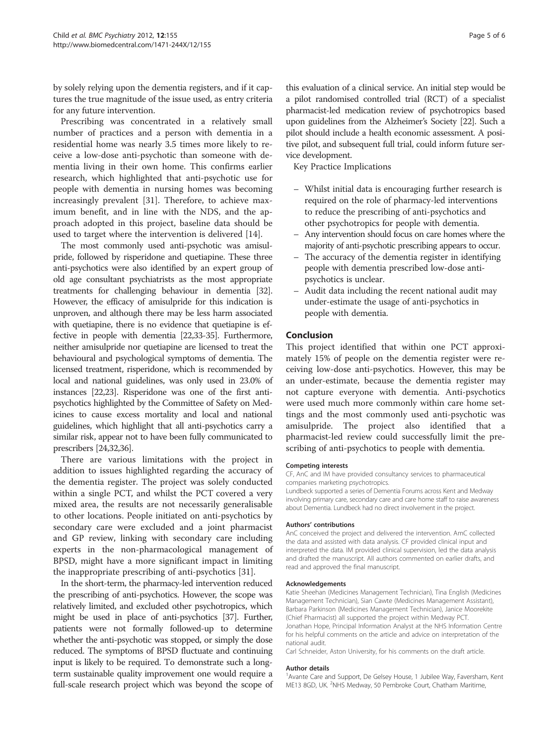by solely relying upon the dementia registers, and if it captures the true magnitude of the issue used, as entry criteria for any future intervention.

Prescribing was concentrated in a relatively small number of practices and a person with dementia in a residential home was nearly 3.5 times more likely to receive a low-dose anti-psychotic than someone with dementia living in their own home. This confirms earlier research, which highlighted that anti-psychotic use for people with dementia in nursing homes was becoming increasingly prevalent [31]. Therefore, to achieve maximum benefit, and in line with the NDS, and the approach adopted in this project, baseline data should be used to target where the intervention is delivered [14].

The most commonly used anti-psychotic was amisulpride, followed by risperidone and quetiapine. These three anti-psychotics were also identified by an expert group of old age consultant psychiatrists as the most appropriate treatments for challenging behaviour in dementia [32]. However, the efficacy of amisulpride for this indication is unproven, and although there may be less harm associated with quetiapine, there is no evidence that quetiapine is effective in people with dementia [22,33-35]. Furthermore, neither amisulpride nor quetiapine are licensed to treat the behavioural and psychological symptoms of dementia. The licensed treatment, risperidone, which is recommended by local and national guidelines, was only used in 23.0% of instances [22,23]. Risperidone was one of the first anti-psychotics highlighted by the Committee of Safety on Medicines to cause excess mortality and local and national guidelines, which highlight that all anti-psychotics carry a similar risk, appear not to have been fully communicated to prescribers [24,32,36].

There are various limitations with the project in addition to issues highlighted regarding the accuracy of the dementia register. The project was solely conducted within a single PCT, and whilst the PCT covered a very mixed area, the results are not necessarily generalisable to other locations. People initiated on anti-psychotics by secondary care were excluded and a joint pharmacist and GP review, linking with secondary care including experts in the non-pharmacological management of BPSD, might have a more significant impact in limiting the inappropriate prescribing of anti-psychotics [31].

In the short-term, the pharmacy-led intervention reduced the prescribing of anti-psychotics. However, the scope was relatively limited, and excluded other psychotropics, which might be used in place of anti-psychotics [37]. Further, patients were not formally followed-up to determine whether the anti-psychotic was stopped, or simply the dose reduced. The symptoms of BPSD fluctuate and continuing input is likely to be required. To demonstrate such a long-term sustainable quality improvement one would require a full-scale research project which was beyond the scope of this evaluation of a clinical service. An initial step would be a pilot randomised controlled trial (RCT) of a specialist pharmacist-led medication review of psychotropics based upon guidelines from the Alzheimer's Society [22]. Such a pilot should include a health economic assessment. A positive pilot, and subsequent full trial, could inform future service development.

Key Practice Implications

- Whilst initial data is encouraging further research is required on the role of pharmacy-led interventions to reduce the prescribing of anti-psychotics and other psychotropics for people with dementia.
- Any intervention should focus on care homes where the majority of anti-psychotic prescribing appears to occur.
- The accuracy of the dementia register in identifying people with dementia prescribed low-dose anti-psychotics is unclear.
- Audit data including the recent national audit may under-estimate the usage of anti-psychotics in people with dementia.

## Conclusion

This project identified that within one PCT approximately 15% of people on the dementia register were receiving low-dose anti-psychotics. However, this may be an under-estimate, because the dementia register may not capture everyone with dementia. Anti-psychotics were used much more commonly within care home settings and the most commonly used anti-psychotic was amisulpride. The project also identified that a pharmacist-led review could successfully limit the prescribing of anti-psychotics to people with dementia.

#### Competing interests

CF, AnC and IM have provided consultancy services to pharmaceutical companies marketing psychotropics.
Lundbeck supported a series of Dementia Forums across Kent and Medway involving primary care, secondary care and care home staff to raise awareness about Dementia. Lundbeck had no direct involvement in the project.

#### Authors' contributions

AnC conceived the project and delivered the intervention. AmC collected the data and assisted with data analysis. CF provided clinical input and interpreted the data. IM provided clinical supervision, led the data analysis and drafted the manuscript. All authors commented on earlier drafts, and read and approved the final manuscript.

#### Acknowledgements

Katie Sheehan (Medicines Management Technician), Tina English (Medicines Management Technician), Sian Cawte (Medicines Management Assistant), Barbara Parkinson (Medicines Management Technician), Janice Moorekite (Chief Pharmacist) all supported the project within Medway PCT.
Jonathan Hope, Principal Information Analyst at the NHS Information Centre for his helpful comments on the article and advice on interpretation of the national audit.
Carl Schneider, Aston University, for his comments on the draft article.

#### Author details

[1]Avante Care and Support, De Gelsey House, 1 Jubilee Way, Faversham, Kent ME13 8GD, UK. [2]NHS Medway, 50 Pembroke Court, Chatham Maritime,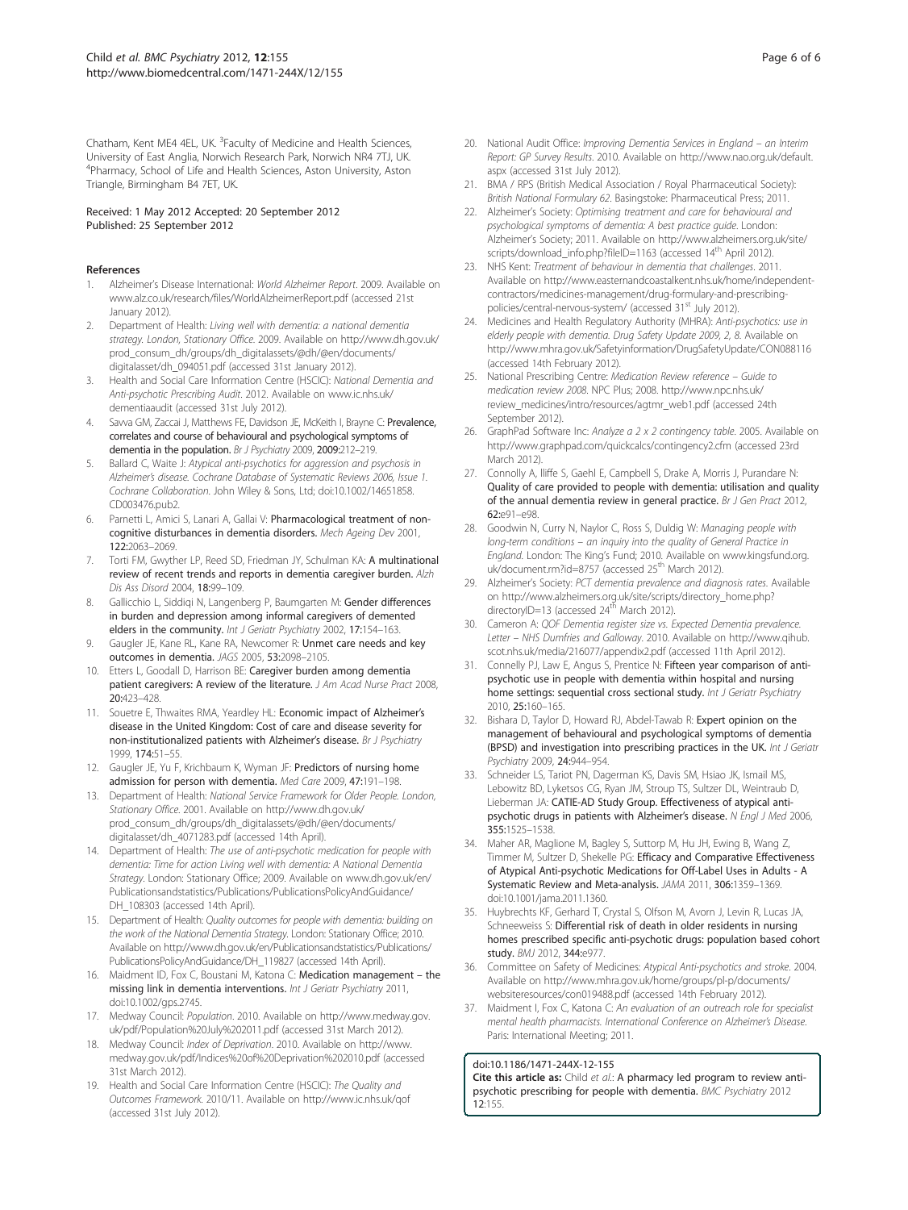Chatham, Kent ME4 4EL, UK. [3]Faculty of Medicine and Health Sciences, University of East Anglia, Norwich Research Park, Norwich NR4 7TJ, UK. [4]Pharmacy, School of Life and Health Sciences, Aston University, Aston Triangle, Birmingham B4 7ET, UK.

Received: 1 May 2012 Accepted: 20 September 2012
Published: 25 September 2012

## References

1. Alzheimer's Disease International: *World Alzheimer Report*. 2009. Available on www.alz.co.uk/research/files/WorldAlzheimerReport.pdf (accessed 21st January 2012).
2. Department of Health: *Living well with dementia: a national dementia strategy. London, Stationary Office*. 2009. Available on http://www.dh.gov.uk/prod_consum_dh/groups/dh_digitalassets/@dh/@en/documents/digitalasset/dh_094051.pdf (accessed 31st January 2012).
3. Health and Social Care Information Centre (HSCIC): *National Dementia and Anti-psychotic Prescribing Audit*. 2012. Available on www.ic.nhs.uk/dementiaaudit (accessed 31st July 2012).
4. Savva GM, Zaccai J, Matthews FE, Davidson JE, McKeith I, Brayne C: **Prevalence, correlates and course of behavioural and psychological symptoms of dementia in the population.** *Br J Psychiatry* 2009, **2009:**212–219.
5. Ballard C, Waite J: *Atypical anti-psychotics for aggression and psychosis in Alzheimer's disease. Cochrane Database of Systematic Reviews 2006, Issue 1. Cochrane Collaboration*. John Wiley & Sons, Ltd; doi:10.1002/14651858.CD003476.pub2.
6. Parnetti L, Amici S, Lanari A, Gallai V: **Pharmacological treatment of non-cognitive disturbances in dementia disorders.** *Mech Ageing Dev* 2001, **122:**2063–2069.
7. Torti FM, Gwyther LP, Reed SD, Friedman JY, Schulman KA: **A multinational review of recent trends and reports in dementia caregiver burden.** *Alzh Dis Ass Disord* 2004, **18:**99–109.
8. Gallicchio L, Siddiqi N, Langenberg P, Baumgarten M: **Gender differences in burden and depression among informal caregivers of demented elders in the community.** *Int J Geriatr Psychiatry* 2002, **17:**154–163.
9. Gaugler JE, Kane RL, Kane RA, Newcomer R: **Unmet care needs and key outcomes in dementia.** *JAGS* 2005, **53:**2098–2105.
10. Etters L, Goodall D, Harrison BE: **Caregiver burden among dementia patient caregivers: A review of the literature.** *J Am Acad Nurse Pract* 2008, **20:**423–428.
11. Souetre E, Thwaites RMA, Yeardley HL: **Economic impact of Alzheimer's disease in the United Kingdom: Cost of care and disease severity for non-institutionalized patients with Alzheimer's disease.** *Br J Psychiatry* 1999, **174:**51–55.
12. Gaugler JE, Yu F, Krichbaum K, Wyman JF: **Predictors of nursing home admission for person with dementia.** *Med Care* 2009, **47:**191–198.
13. Department of Health: *National Service Framework for Older People. London, Stationary Office*. 2001. Available on http://www.dh.gov.uk/prod_consum_dh/groups/dh_digitalassets/@dh/@en/documents/digitalasset/dh_4071283.pdf (accessed 31st January 2012).
14. Department of Health: *The use of anti-psychotic medication for people with dementia: Time for action Living well with dementia: A National Dementia Strategy*. London: Stationary Office; 2009. Available on www.dh.gov.uk/en/Publicationsandstatistics/Publications/PublicationsPolicyAndGuidance/DH_108303 (accessed 14th April).
15. Department of Health: *Quality outcomes for people with dementia: building on the work of the National Dementia Strategy*. London: Stationary Office; 2010. Available on http://www.dh.gov.uk/en/Publicationsandstatistics/Publications/PublicationsPolicyAndGuidance/DH_119827 (accessed 14th April).
16. Maidment ID, Fox C, Boustani M, Katona C: **Medication management – the missing link in dementia interventions.** *Int J Geriatr Psychiatry* 2011, doi:10.1002/gps.2745.
17. Medway Council: *Population*. 2010. Available on http://www.medway.gov.uk/pdf/Population%20July%202011.pdf (accessed 31st March 2012).
18. Medway Council: *Index of Deprivation*. 2010. Available on http://www.medway.gov.uk/pdf/Indices%20of%20Deprivation%202010.pdf (accessed 31st March 2012).
19. Health and Social Care Information Centre (HSCIC): *The Quality and Outcomes Framework*. 2010/11. Available on http://www.ic.nhs.uk/qof (accessed 31st July 2012).
20. National Audit Office: *Improving Dementia Services in England – an Interim Report: GP Survey Results*. 2010. Available on http://www.nao.org.uk/default.aspx (accessed 31st July 2012).
21. BMA / RPS (British Medical Association / Royal Pharmaceutical Society): *British National Formulary 62*. Basingstoke: Pharmaceutical Press; 2011.
22. Alzheimer's Society: *Optimising treatment and care for behavioural and psychological symptoms of dementia: A best practice guide*. London: Alzheimer's Society; 2011. Available on http://www.alzheimers.org.uk/site/scripts/download_info.php?fileID=1163 (accessed 14th April 2012).
23. NHS Kent: *Treatment of behaviour in dementia that challenges*. 2011. Available on http://www.easternandcoastalkent.nhs.uk/home/independent-contractors/medicines-management/drug-formulary-and-prescribing-policies/central-nervous-system/ (accessed 31st July 2012).
24. Medicines and Health Regulatory Authority (MHRA): *Anti-psychotics: use in elderly people with dementia. Drug Safety Update 2009, 2, 8*. Available on http://www.mhra.gov.uk/Safetyinformation/DrugSafetyUpdate/CON088116 (accessed 14th February 2012).
25. National Prescribing Centre: *Medication Review reference – Guide to medication review 2008*. NPC Plus; 2008. http://www.npc.nhs.uk/review_medicines/intro/resources/agtmr_web1.pdf (accessed 24th September 2012).
26. GraphPad Software Inc: *Analyze a 2 x 2 contingency table*. 2005. Available on http://www.graphpad.com/quickcalcs/contingency2.cfm (accessed 23rd March 2012).
27. Connolly A, Iliffe S, Gaehl E, Campbell S, Drake A, Morris J, Purandare N: **Quality of care provided to people with dementia: utilisation and quality of the annual dementia review in general practice.** *Br J Gen Pract* 2012, **62:**e91–e98.
28. Goodwin N, Curry N, Naylor C, Ross S, Duldig W: *Managing people with long-term conditions – an inquiry into the quality of General Practice in England*. London: The King's Fund; 2010. Available on www.kingsfund.org.uk/document.rm?id=8757 (accessed 25th March 2012).
29. Alzheimer's Society: *PCT dementia prevalence and diagnosis rates*. Available on http://www.alzheimers.org.uk/site/scripts/directory_home.php?directoryID=13 (accessed 24th March 2012).
30. Cameron A: *QOF Dementia register size vs. Expected Dementia prevalence. Letter – NHS Dumfries and Galloway*. 2010. Available on http://www.qihub.scot.nhs.uk/media/216077/appendix2.pdf (accessed 11th April 2012).
31. Connelly PJ, Law E, Angus S, Prentice N: **Fifteen year comparison of anti-psychotic use in people with dementia within hospital and nursing home settings: sequential cross sectional study.** *Int J Geriatr Psychiatry* 2010, **25:**160–165.
32. Bishara D, Taylor D, Howard RJ, Abdel-Tawab R: **Expert opinion on the management of behavioural and psychological symptoms of dementia (BPSD) and investigation into prescribing practices in the UK.** *Int J Geriatr Psychiatry* 2009, **24:**944–954.
33. Schneider LS, Tariot PN, Dagerman KS, Davis SM, Hsiao JK, Ismail MS, Lebowitz BD, Lyketsos CG, Ryan JM, Stroup TS, Sultzer DL, Weintraub D, Lieberman JA: **CATIE-AD Study Group. Effectiveness of atypical anti-psychotic drugs in patients with Alzheimer's disease.** *N Engl J Med* 2006, **355:**1525–1538.
34. Maher AR, Maglione M, Bagley S, Suttorp M, Hu JH, Ewing B, Wang Z, Timmer M, Sultzer D, Shekelle PG: **Efficacy and Comparative Effectiveness of Atypical Anti-psychotic Medications for Off-Label Uses in Adults - A Systematic Review and Meta-analysis.** *JAMA* 2011, **306:**1359–1369. doi:10.1001/jama.2011.1360.
35. Huybrechts KF, Gerhard T, Crystal S, Olfson M, Avorn J, Levin R, Lucas JA, Schneeweiss S: **Differential risk of death in older residents in nursing homes prescribed specific anti-psychotic drugs: population based cohort study.** *BMJ* 2012, **344:**e977.
36. Committee on Safety of Medicines: *Atypical Anti-psychotics and stroke*. 2004. Available on http://www.mhra.gov.uk/home/groups/pl-p/documents/websiteresources/con019488.pdf (accessed 14th February 2012).
37. Maidment I, Fox C, Katona C: *An evaluation of an outreach role for specialist mental health pharmacists. International Conference on Alzheimer's Disease*. Paris: International Meeting; 2011.

doi:10.1186/1471-244X-12-155

**Cite this article as:** Child *et al.*: A pharmacy led program to review anti-psychotic prescribing for people with dementia. *BMC Psychiatry* 2012 **12**:155.